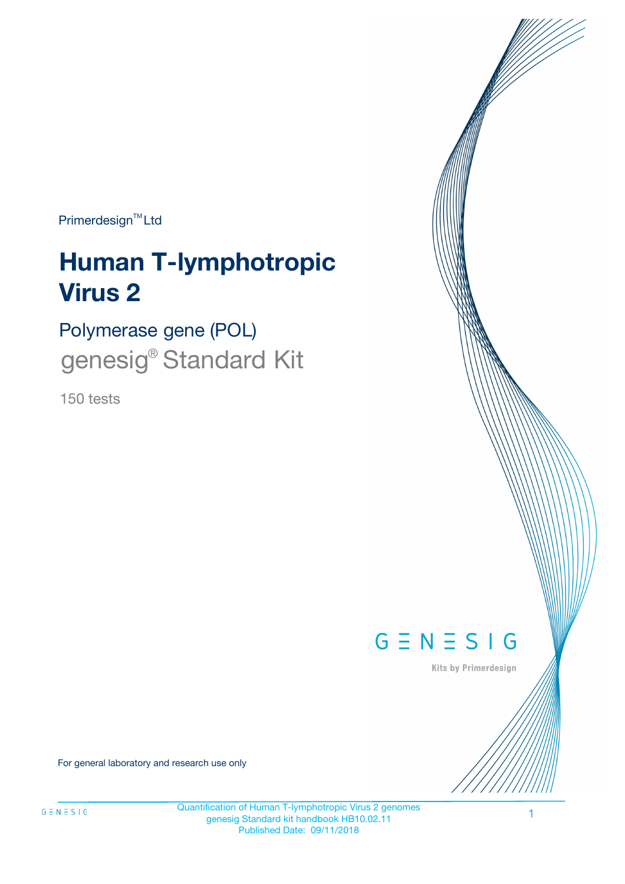Primerdesign™ Ltd

# Human T-lymphotropic Virus 2

## Polymerase gene (POL)

genesig® Standard Kit

150 tests

GENESIG

Kits by Primerdesign

For general laboratory and research use only

Quantification of Human T-lymphotropic Virus 2 genomes
genesig Standard kit handbook HB10.02.11
Published Date: 09/11/2018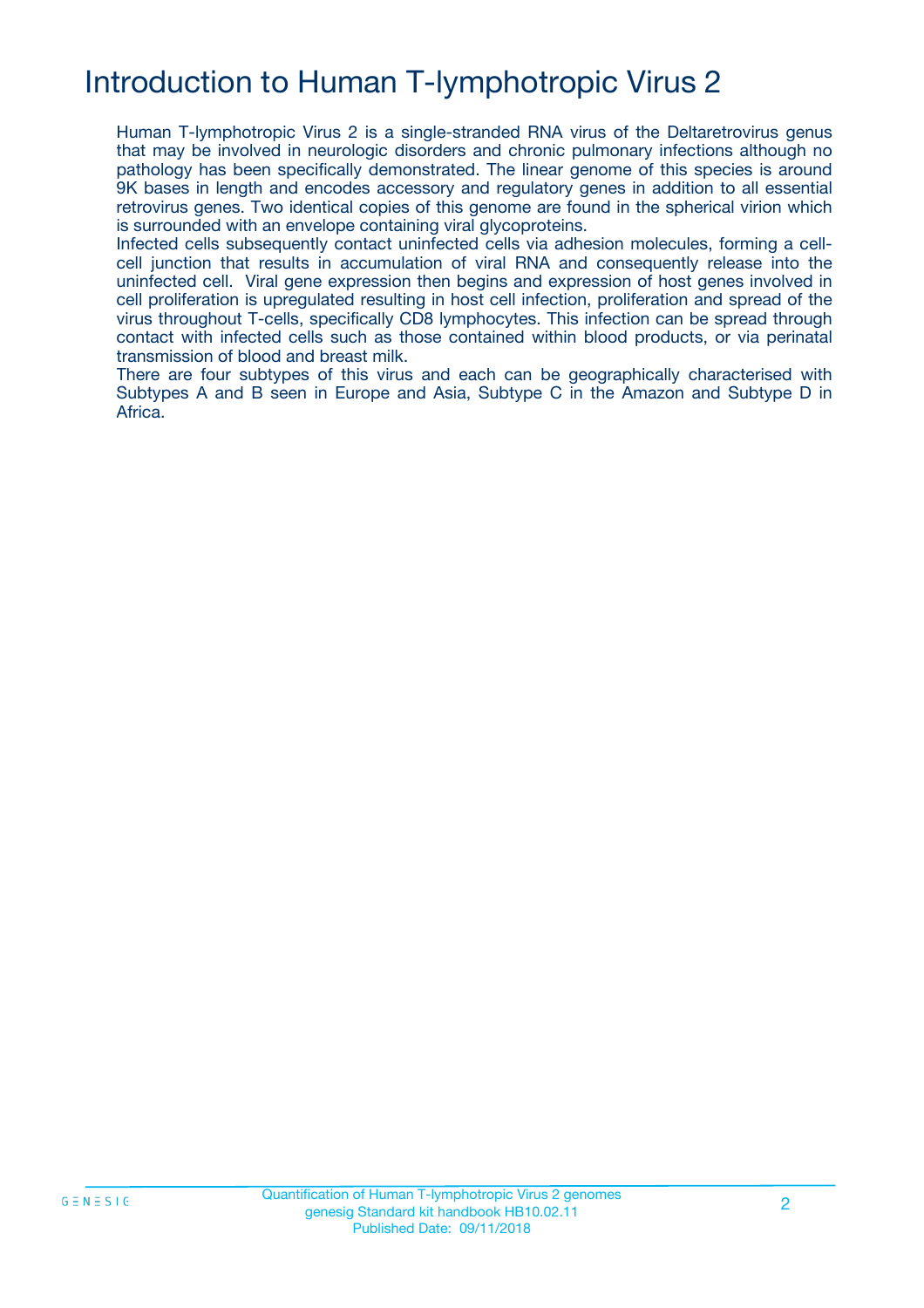# Introduction to Human T-lymphotropic Virus 2

Human T-lymphotropic Virus 2 is a single-stranded RNA virus of the Deltaretrovirus genus that may be involved in neurologic disorders and chronic pulmonary infections although no pathology has been specifically demonstrated. The linear genome of this species is around 9K bases in length and encodes accessory and regulatory genes in addition to all essential retrovirus genes. Two identical copies of this genome are found in the spherical virion which is surrounded with an envelope containing viral glycoproteins.

Infected cells subsequently contact uninfected cells via adhesion molecules, forming a cell-cell junction that results in accumulation of viral RNA and consequently release into the uninfected cell. Viral gene expression then begins and expression of host genes involved in cell proliferation is upregulated resulting in host cell infection, proliferation and spread of the virus throughout T-cells, specifically CD8 lymphocytes. This infection can be spread through contact with infected cells such as those contained within blood products, or via perinatal transmission of blood and breast milk.

There are four subtypes of this virus and each can be geographically characterised with Subtypes A and B seen in Europe and Asia, Subtype C in the Amazon and Subtype D in Africa.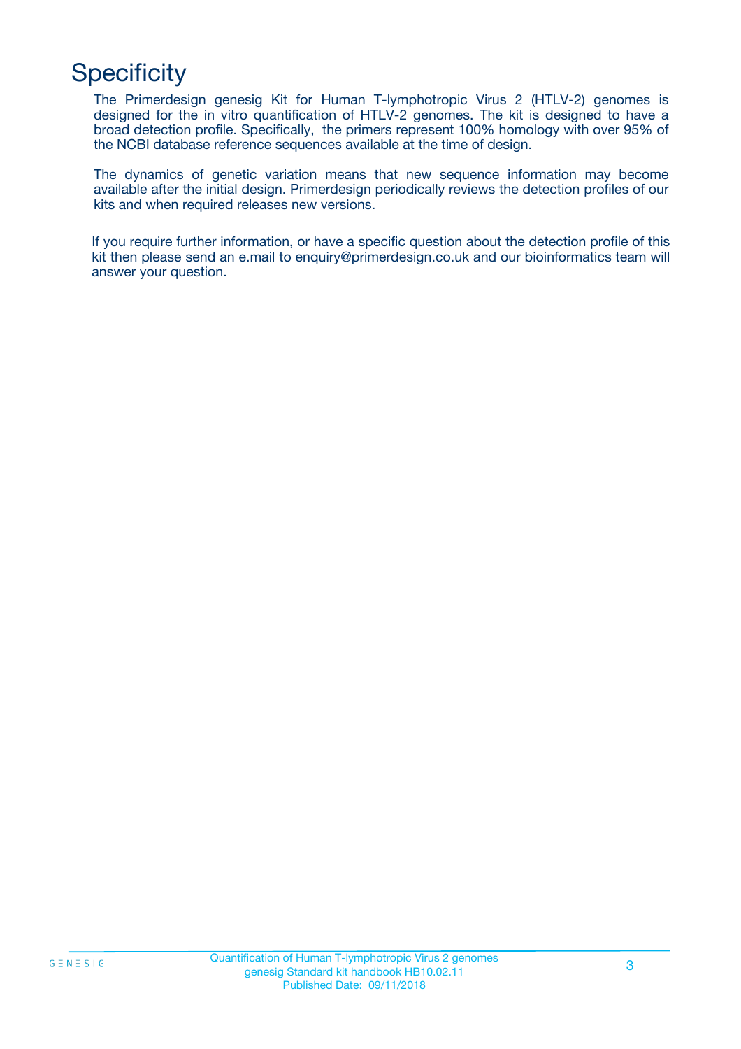# Specificity

The Primerdesign genesig Kit for Human T-lymphotropic Virus 2 (HTLV-2) genomes is designed for the in vitro quantification of HTLV-2 genomes. The kit is designed to have a broad detection profile. Specifically, the primers represent 100% homology with over 95% of the NCBI database reference sequences available at the time of design.

The dynamics of genetic variation means that new sequence information may become available after the initial design. Primerdesign periodically reviews the detection profiles of our kits and when required releases new versions.

If you require further information, or have a specific question about the detection profile of this kit then please send an e.mail to enquiry@primerdesign.co.uk and our bioinformatics team will answer your question.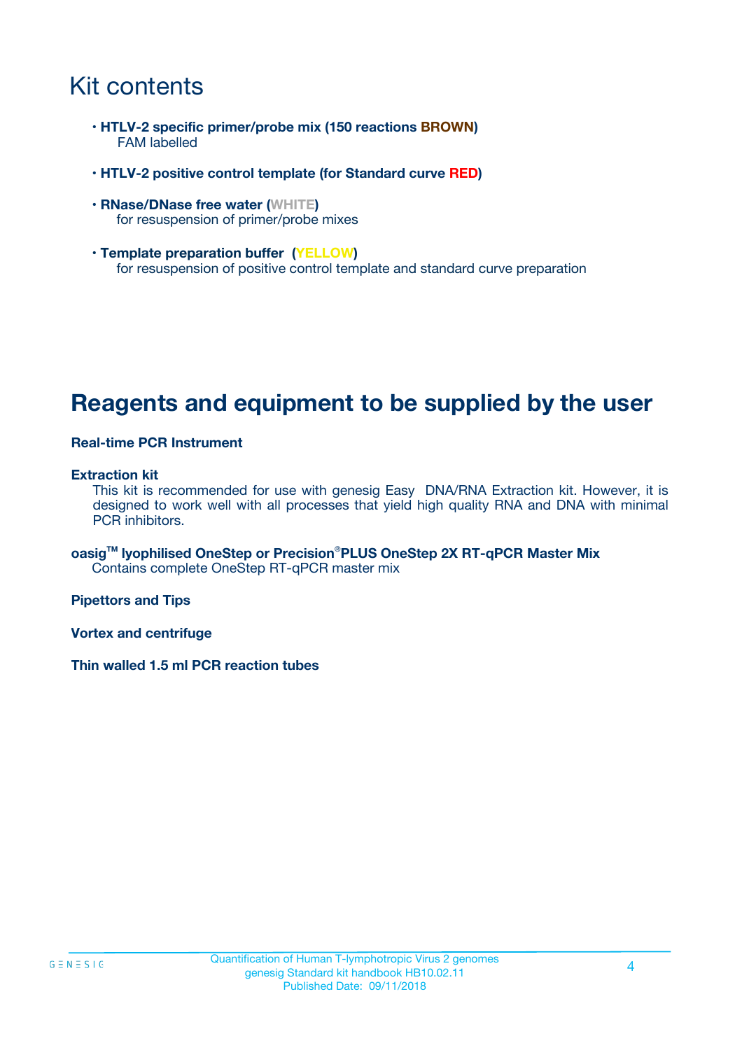# Kit contents

- **HTLV-2 specific primer/probe mix (150 reactions BROWN)**
  FAM labelled
- **HTLV-2 positive control template (for Standard curve RED)**
- **RNase/DNase free water (WHITE)**
  for resuspension of primer/probe mixes
- **Template preparation buffer (YELLOW)**
  for resuspension of positive control template and standard curve preparation

# Reagents and equipment to be supplied by the user

**Real-time PCR Instrument**

**Extraction kit**
This kit is recommended for use with genesig Easy DNA/RNA Extraction kit. However, it is designed to work well with all processes that yield high quality RNA and DNA with minimal PCR inhibitors.

**oasig™ lyophilised OneStep or Precision®PLUS OneStep 2X RT-qPCR Master Mix**
Contains complete OneStep RT-qPCR master mix

**Pipettors and Tips**

**Vortex and centrifuge**

**Thin walled 1.5 ml PCR reaction tubes**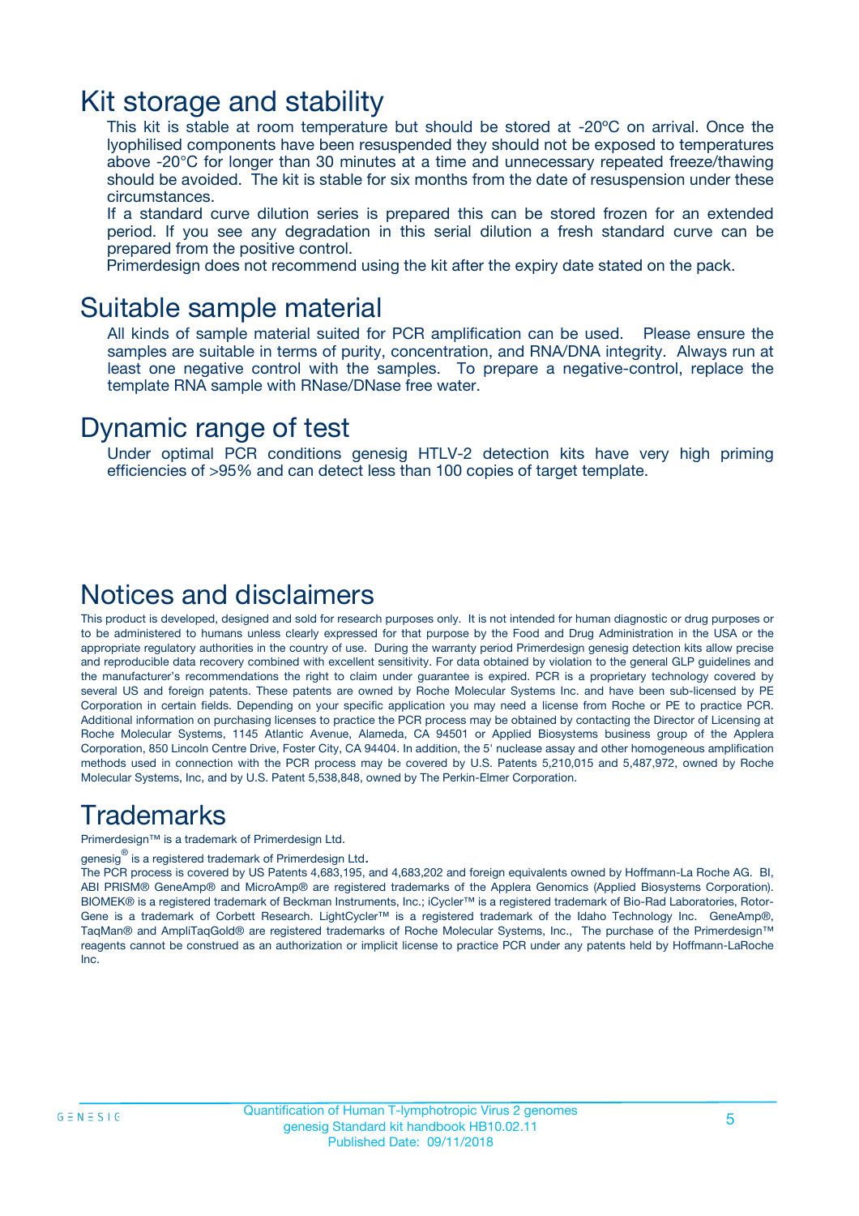# Kit storage and stability

This kit is stable at room temperature but should be stored at -20ºC on arrival. Once the lyophilised components have been resuspended they should not be exposed to temperatures above -20°C for longer than 30 minutes at a time and unnecessary repeated freeze/thawing should be avoided. The kit is stable for six months from the date of resuspension under these circumstances.

If a standard curve dilution series is prepared this can be stored frozen for an extended period. If you see any degradation in this serial dilution a fresh standard curve can be prepared from the positive control.

Primerdesign does not recommend using the kit after the expiry date stated on the pack.

# Suitable sample material

All kinds of sample material suited for PCR amplification can be used. Please ensure the samples are suitable in terms of purity, concentration, and RNA/DNA integrity. Always run at least one negative control with the samples. To prepare a negative-control, replace the template RNA sample with RNase/DNase free water.

# Dynamic range of test

Under optimal PCR conditions genesig HTLV-2 detection kits have very high priming efficiencies of >95% and can detect less than 100 copies of target template.

# Notices and disclaimers

This product is developed, designed and sold for research purposes only. It is not intended for human diagnostic or drug purposes or to be administered to humans unless clearly expressed for that purpose by the Food and Drug Administration in the USA or the appropriate regulatory authorities in the country of use. During the warranty period Primerdesign genesig detection kits allow precise and reproducible data recovery combined with excellent sensitivity. For data obtained by violation to the general GLP guidelines and the manufacturer's recommendations the right to claim under guarantee is expired. PCR is a proprietary technology covered by several US and foreign patents. These patents are owned by Roche Molecular Systems Inc. and have been sub-licensed by PE Corporation in certain fields. Depending on your specific application you may need a license from Roche or PE to practice PCR. Additional information on purchasing licenses to practice the PCR process may be obtained by contacting the Director of Licensing at Roche Molecular Systems, 1145 Atlantic Avenue, Alameda, CA 94501 or Applied Biosystems business group of the Applera Corporation, 850 Lincoln Centre Drive, Foster City, CA 94404. In addition, the 5' nuclease assay and other homogeneous amplification methods used in connection with the PCR process may be covered by U.S. Patents 5,210,015 and 5,487,972, owned by Roche Molecular Systems, Inc, and by U.S. Patent 5,538,848, owned by The Perkin-Elmer Corporation.

# Trademarks

Primerdesign™ is a trademark of Primerdesign Ltd.

genesig® is a registered trademark of Primerdesign Ltd.

The PCR process is covered by US Patents 4,683,195, and 4,683,202 and foreign equivalents owned by Hoffmann-La Roche AG. BI, ABI PRISM® GeneAmp® and MicroAmp® are registered trademarks of the Applera Genomics (Applied Biosystems Corporation). BIOMEK® is a registered trademark of Beckman Instruments, Inc.; iCycler™ is a registered trademark of Bio-Rad Laboratories, Rotor-Gene is a trademark of Corbett Research. LightCycler™ is a registered trademark of the Idaho Technology Inc. GeneAmp®, TaqMan® and AmpliTaqGold® are registered trademarks of Roche Molecular Systems, Inc., The purchase of the Primerdesign™ reagents cannot be construed as an authorization or implicit license to practice PCR under any patents held by Hoffmann-LaRoche Inc.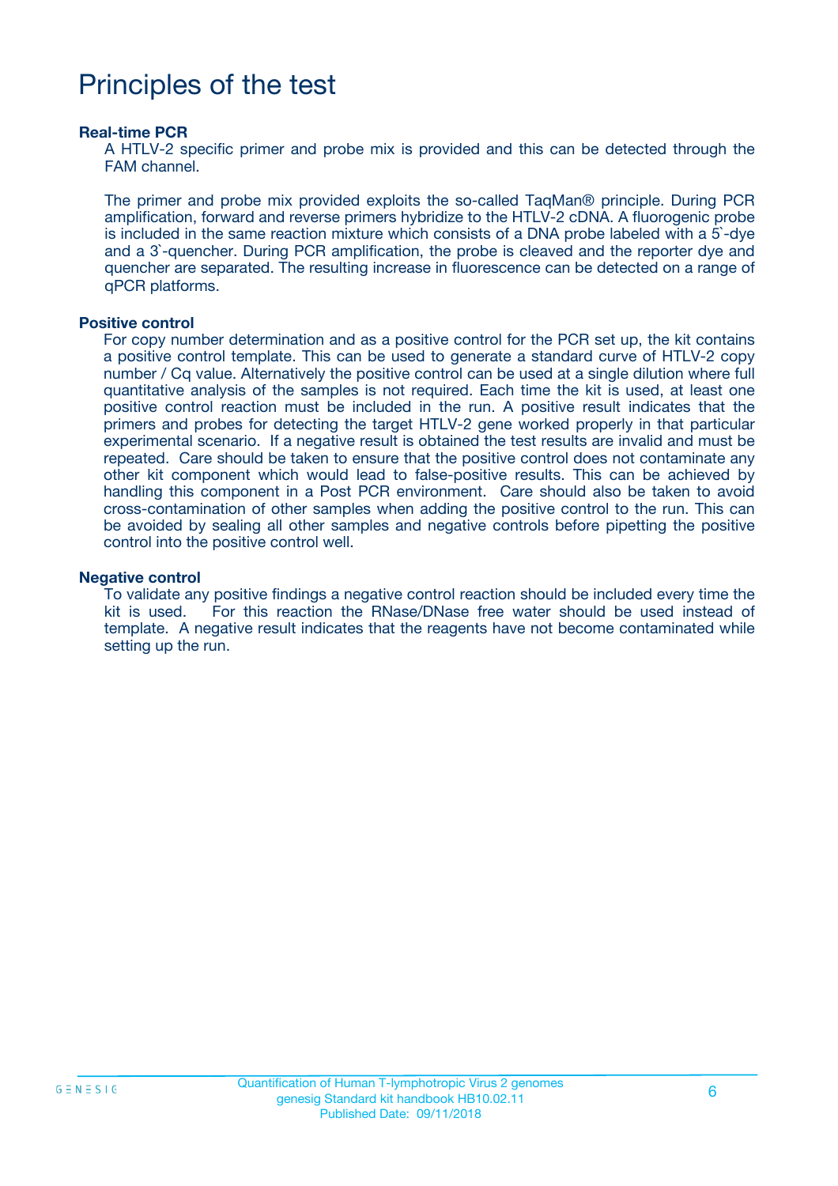# Principles of the test

**Real-time PCR**

A HTLV-2 specific primer and probe mix is provided and this can be detected through the FAM channel.

The primer and probe mix provided exploits the so-called TaqMan® principle. During PCR amplification, forward and reverse primers hybridize to the HTLV-2 cDNA. A fluorogenic probe is included in the same reaction mixture which consists of a DNA probe labeled with a 5`-dye and a 3`-quencher. During PCR amplification, the probe is cleaved and the reporter dye and quencher are separated. The resulting increase in fluorescence can be detected on a range of qPCR platforms.

**Positive control**

For copy number determination and as a positive control for the PCR set up, the kit contains a positive control template. This can be used to generate a standard curve of HTLV-2 copy number / Cq value. Alternatively the positive control can be used at a single dilution where full quantitative analysis of the samples is not required. Each time the kit is used, at least one positive control reaction must be included in the run. A positive result indicates that the primers and probes for detecting the target HTLV-2 gene worked properly in that particular experimental scenario. If a negative result is obtained the test results are invalid and must be repeated. Care should be taken to ensure that the positive control does not contaminate any other kit component which would lead to false-positive results. This can be achieved by handling this component in a Post PCR environment. Care should also be taken to avoid cross-contamination of other samples when adding the positive control to the run. This can be avoided by sealing all other samples and negative controls before pipetting the positive control into the positive control well.

**Negative control**

To validate any positive findings a negative control reaction should be included every time the kit is used. For this reaction the RNase/DNase free water should be used instead of template. A negative result indicates that the reagents have not become contaminated while setting up the run.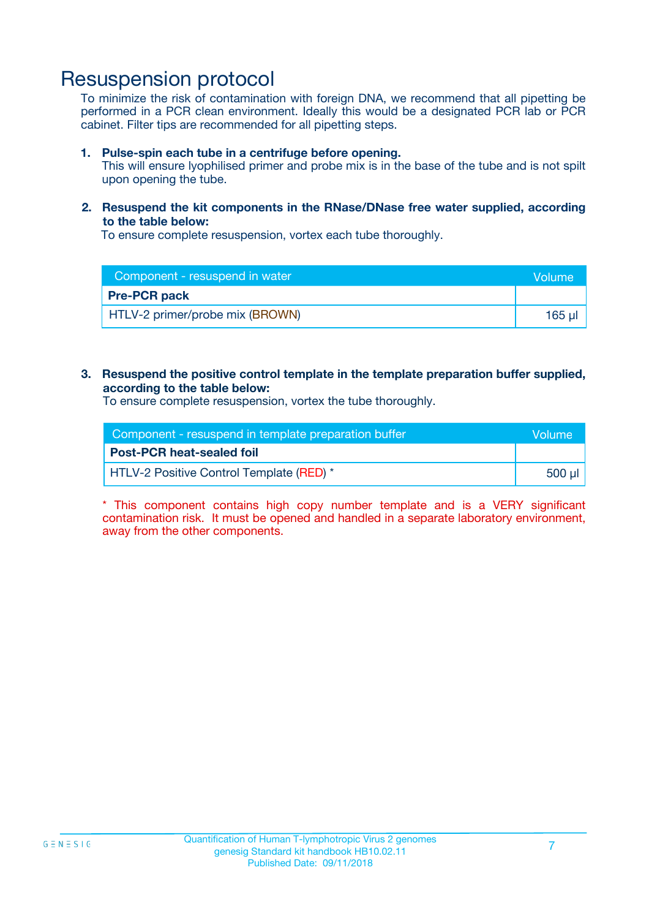# Resuspension protocol

To minimize the risk of contamination with foreign DNA, we recommend that all pipetting be performed in a PCR clean environment. Ideally this would be a designated PCR lab or PCR cabinet. Filter tips are recommended for all pipetting steps.

1. **Pulse-spin each tube in a centrifuge before opening.**
   This will ensure lyophilised primer and probe mix is in the base of the tube and is not spilt upon opening the tube.

2. **Resuspend the kit components in the RNase/DNase free water supplied, according to the table below:**
   To ensure complete resuspension, vortex each tube thoroughly.

| Component - resuspend in water | Volume |
|---|---|
| **Pre-PCR pack** | |
| HTLV-2 primer/probe mix (BROWN) | 165 µl |

3. **Resuspend the positive control template in the template preparation buffer supplied, according to the table below:**
   To ensure complete resuspension, vortex the tube thoroughly.

| Component - resuspend in template preparation buffer | Volume |
|---|---|
| **Post-PCR heat-sealed foil** | |
| HTLV-2 Positive Control Template (RED) * | 500 µl |

* This component contains high copy number template and is a VERY significant contamination risk. It must be opened and handled in a separate laboratory environment, away from the other components.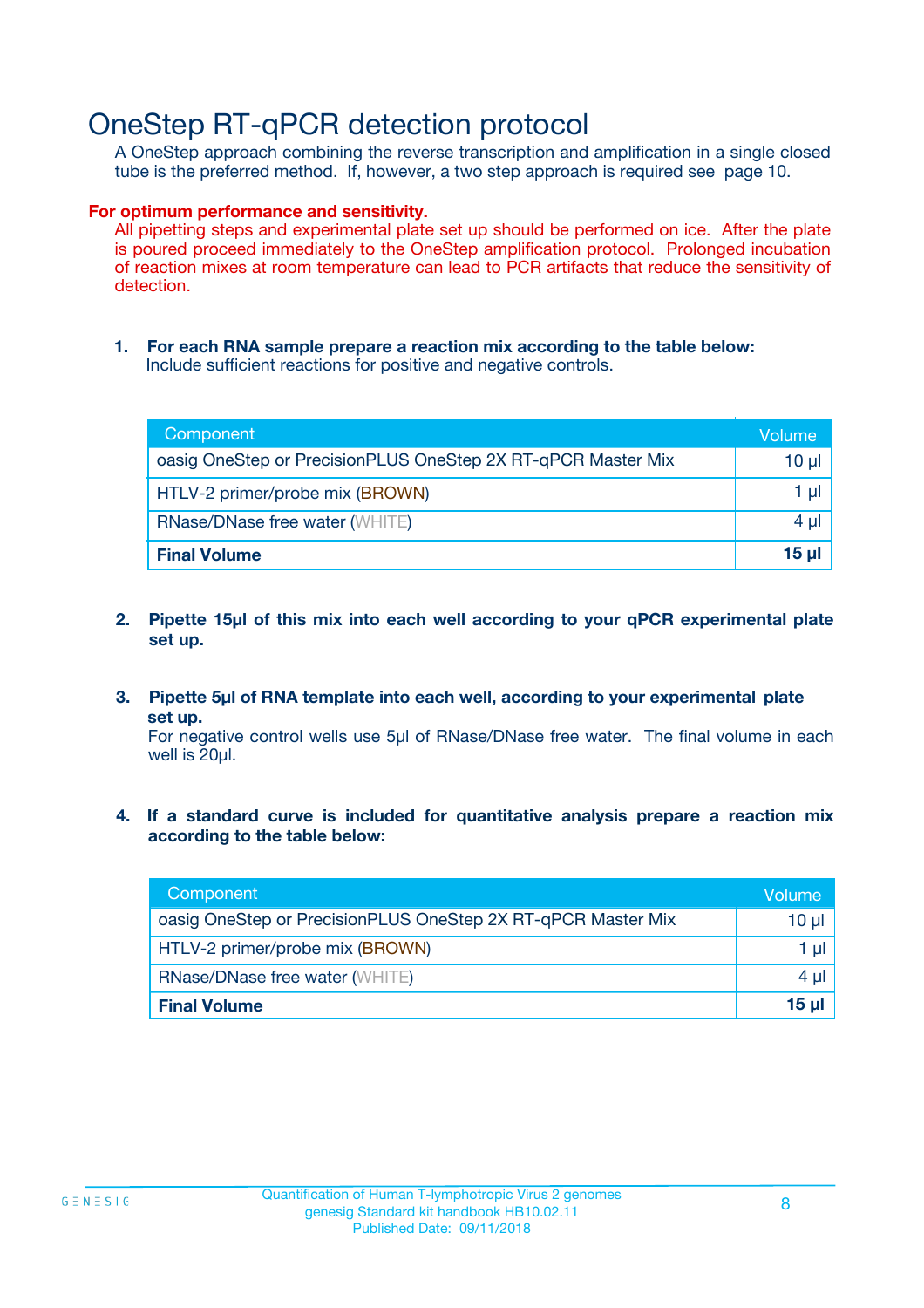# OneStep RT-qPCR detection protocol

A OneStep approach combining the reverse transcription and amplification in a single closed tube is the preferred method. If, however, a two step approach is required see page 10.

**For optimum performance and sensitivity.**

All pipetting steps and experimental plate set up should be performed on ice. After the plate is poured proceed immediately to the OneStep amplification protocol. Prolonged incubation of reaction mixes at room temperature can lead to PCR artifacts that reduce the sensitivity of detection.

1. **For each RNA sample prepare a reaction mix according to the table below:**
   Include sufficient reactions for positive and negative controls.

| Component | Volume |
|---|---|
| oasig OneStep or PrecisionPLUS OneStep 2X RT-qPCR Master Mix | 10 µl |
| HTLV-2 primer/probe mix (BROWN) | 1 µl |
| RNase/DNase free water (WHITE) | 4 µl |
| **Final Volume** | **15 µl** |

2. **Pipette 15µl of this mix into each well according to your qPCR experimental plate set up.**

3. **Pipette 5µl of RNA template into each well, according to your experimental plate set up.**
   For negative control wells use 5µl of RNase/DNase free water. The final volume in each well is 20µl.

4. **If a standard curve is included for quantitative analysis prepare a reaction mix according to the table below:**

| Component | Volume |
|---|---|
| oasig OneStep or PrecisionPLUS OneStep 2X RT-qPCR Master Mix | 10 µl |
| HTLV-2 primer/probe mix (BROWN) | 1 µl |
| RNase/DNase free water (WHITE) | 4 µl |
| **Final Volume** | **15 µl** |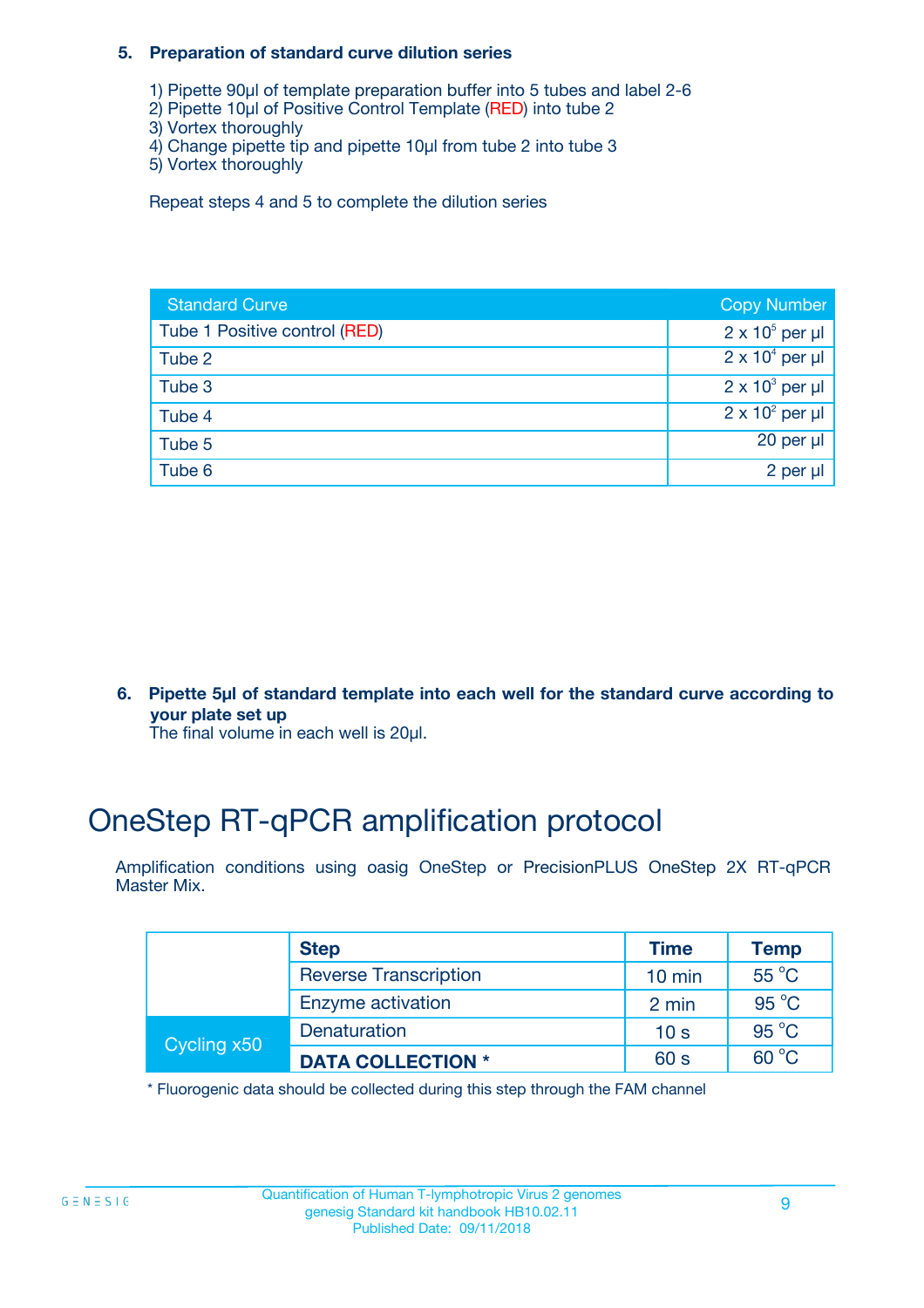### 5. Preparation of standard curve dilution series

1) Pipette 90µl of template preparation buffer into 5 tubes and label 2-6
2) Pipette 10µl of Positive Control Template (RED) into tube 2
3) Vortex thoroughly
4) Change pipette tip and pipette 10µl from tube 2 into tube 3
5) Vortex thoroughly

Repeat steps 4 and 5 to complete the dilution series

| Standard Curve | Copy Number |
|---|---|
| Tube 1 Positive control (RED) | $2 \times 10^5$ per µl |
| Tube 2 | $2 \times 10^4$ per µl |
| Tube 3 | $2 \times 10^3$ per µl |
| Tube 4 | $2 \times 10^2$ per µl |
| Tube 5 | 20 per µl |
| Tube 6 | 2 per µl |

### 6. Pipette 5µl of standard template into each well for the standard curve according to your plate set up

The final volume in each well is 20µl.

# OneStep RT-qPCR amplification protocol

Amplification conditions using oasig OneStep or PrecisionPLUS OneStep 2X RT-qPCR Master Mix.

| | Step | Time | Temp |
|---|---|---|---|
| | Reverse Transcription | 10 min | 55 °C |
| | Enzyme activation | 2 min | 95 °C |
| Cycling x50 | Denaturation | 10 s | 95 °C |
| | **DATA COLLECTION *** | 60 s | 60 °C |

* Fluorogenic data should be collected during this step through the FAM channel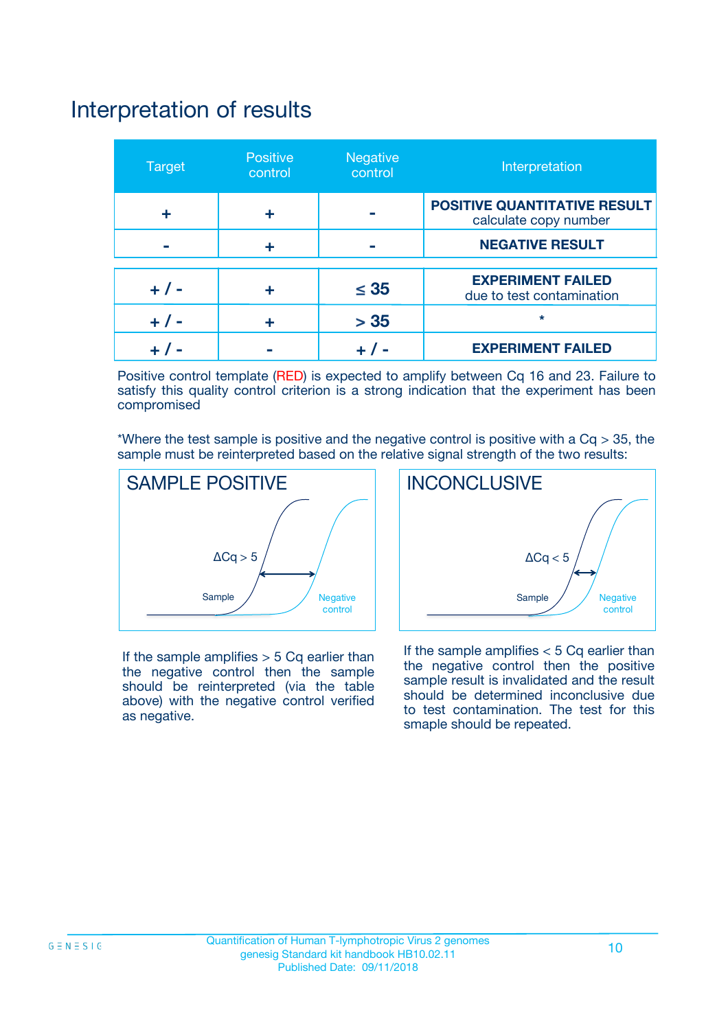# Interpretation of results

| Target | Positive control | Negative control | Interpretation |
|---|---|---|---|
| + | + | - | **POSITIVE QUANTITATIVE RESULT** calculate copy number |
| - | + | - | **NEGATIVE RESULT** |
| + / - | + | ≤ 35 | **EXPERIMENT FAILED** due to test contamination |
| + / - | + | > 35 | * |
| + / - | - | + / - | **EXPERIMENT FAILED** |

Positive control template (RED) is expected to amplify between Cq 16 and 23. Failure to satisfy this quality control criterion is a strong indication that the experiment has been compromised

*Where the test sample is positive and the negative control is positive with a Cq > 35, the sample must be reinterpreted based on the relative signal strength of the two results:

SAMPLE POSITIVE

ΔCq > 5

Sample

Negative control

If the sample amplifies > 5 Cq earlier than the negative control then the sample should be reinterpreted (via the table above) with the negative control verified as negative.

INCONCLUSIVE

ΔCq < 5

Sample

Negative control

If the sample amplifies < 5 Cq earlier than the negative control then the positive sample result is invalidated and the result should be determined inconclusive due to test contamination. The test for this smaple should be repeated.